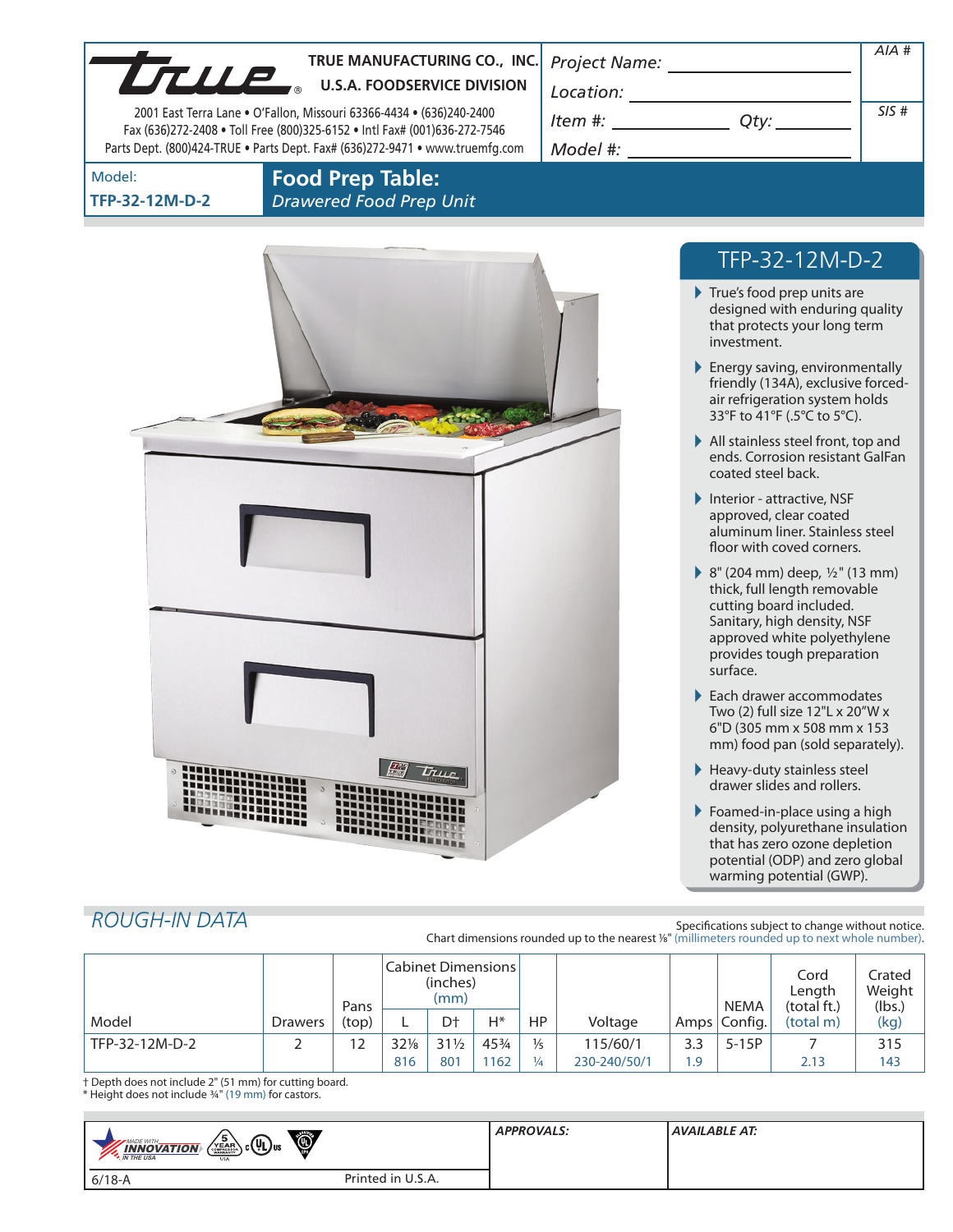**TRUE MANUFACTURING CO., INC.**
**U.S.A. FOODSERVICE DIVISION**

2001 East Terra Lane • O'Fallon, Missouri 63366-4434 • (636)240-2400
Fax (636)272-2408 • Toll Free (800)325-6152 • Intl Fax# (001)636-272-7546
Parts Dept. (800)424-TRUE • Parts Dept. Fax# (636)272-9471 • www.truemfg.com

| Project Name: | AIA # |
|---|---|
| Location: | |
| Item #: Qty: | SIS # |
| Model #: | |

Model:
**TFP-32-12M-D-2**

# Food Prep Table:
*Drawered Food Prep Unit*

## TFP-32-12M-D-2

- True's food prep units are designed with enduring quality that protects your long term investment.
- Energy saving, environmentally friendly (134A), exclusive forced-air refrigeration system holds 33°F to 41°F (.5°C to 5°C).
- All stainless steel front, top and ends. Corrosion resistant GalFan coated steel back.
- Interior - attractive, NSF approved, clear coated aluminum liner. Stainless steel floor with coved corners.
- 8" (204 mm) deep, ½" (13 mm) thick, full length removable cutting board included. Sanitary, high density, NSF approved white polyethylene provides tough preparation surface.
- Each drawer accommodates Two (2) full size 12"L x 20"W x 6"D (305 mm x 508 mm x 153 mm) food pan (sold separately).
- Heavy-duty stainless steel drawer slides and rollers.
- Foamed-in-place using a high density, polyurethane insulation that has zero ozone depletion potential (ODP) and zero global warming potential (GWP).

## ROUGH-IN DATA

Specifications subject to change without notice.
Chart dimensions rounded up to the nearest ⅛" (millimeters rounded up to next whole number).

| Model | Drawers | Pans (top) | Cabinet Dimensions (inches) (mm) L | D† | H* | HP | Voltage | Amps | NEMA Config. | Cord Length (total ft.) (total m) | Crated Weight (lbs.) (kg) |
|---|---|---|---|---|---|---|---|---|---|---|---|
| TFP-32-12M-D-2 | 2 | 12 | 32⅛ | 31½ | 45¾ | ⅓ | 115/60/1 | 3.3 | 5-15P | 7 | 315 |
| | | | 816 | 801 | 1162 | ¼ | 230-240/50/1 | 1.9 | | 2.13 | 143 |

† Depth does not include 2" (51 mm) for cutting board.
* Height does not include ¾" (19 mm) for castors.

| | APPROVALS: | AVAILABLE AT: |
|---|---|---|
| 6/18-A Printed in U.S.A. | | |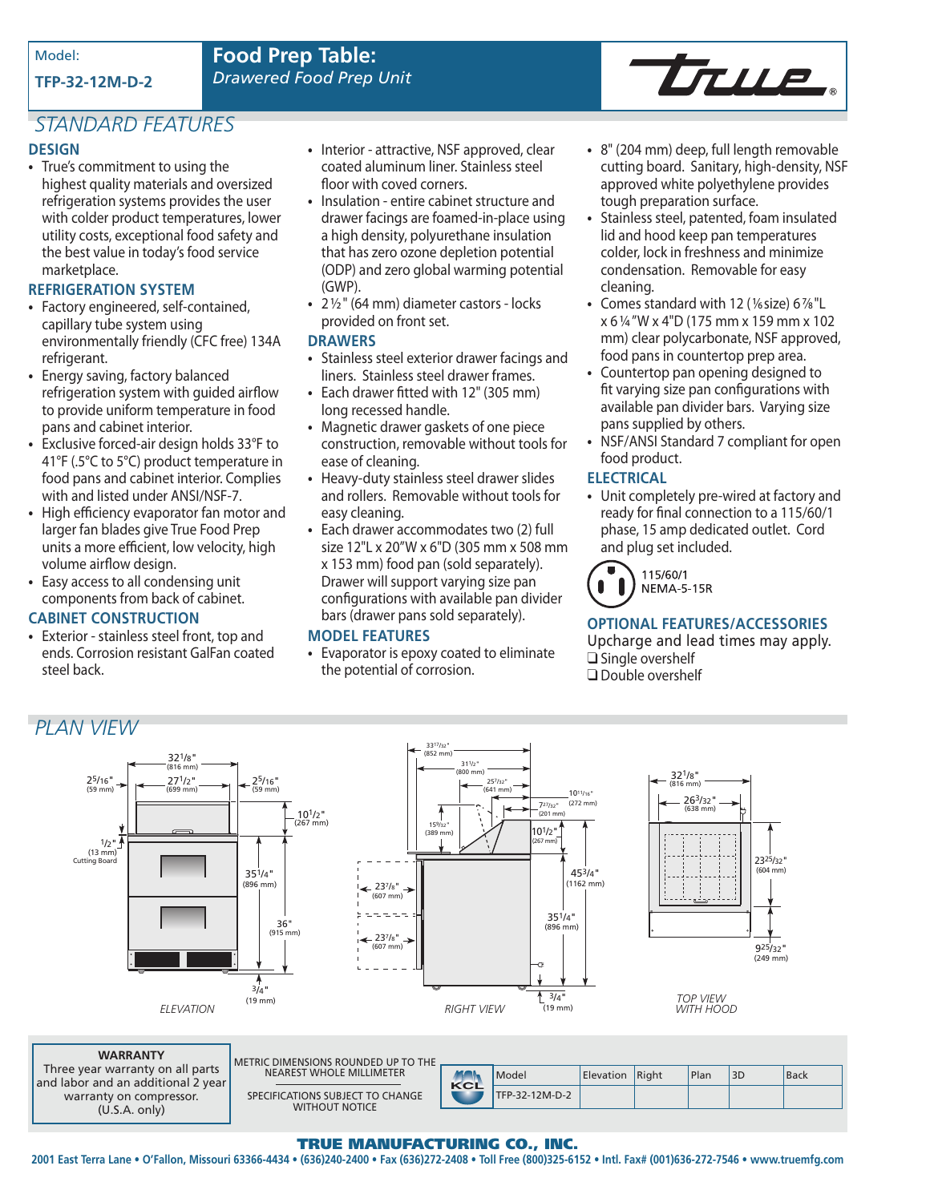Model:

**TFP-32-12M-D-2**

# Food Prep Table:

*Drawered Food Prep Unit*

## STANDARD FEATURES

### DESIGN

- True's commitment to using the highest quality materials and oversized refrigeration systems provides the user with colder product temperatures, lower utility costs, exceptional food safety and the best value in today's food service marketplace.

### REFRIGERATION SYSTEM

- Factory engineered, self-contained, capillary tube system using environmentally friendly (CFC free) 134A refrigerant.
- Energy saving, factory balanced refrigeration system with guided airflow to provide uniform temperature in food pans and cabinet interior.
- Exclusive forced-air design holds 33°F to 41°F (.5°C to 5°C) product temperature in food pans and cabinet interior. Complies with and listed under ANSI/NSF-7.
- High efficiency evaporator fan motor and larger fan blades give True Food Prep units a more efficient, low velocity, high volume airflow design.
- Easy access to all condensing unit components from back of cabinet.

### CABINET CONSTRUCTION

- Exterior - stainless steel front, top and ends. Corrosion resistant GalFan coated steel back.
- Interior - attractive, NSF approved, clear coated aluminum liner. Stainless steel floor with coved corners.
- Insulation - entire cabinet structure and drawer facings are foamed-in-place using a high density, polyurethane insulation that has zero ozone depletion potential (ODP) and zero global warming potential (GWP).
- 2½" (64 mm) diameter castors - locks provided on front set.

### DRAWERS

- Stainless steel exterior drawer facings and liners. Stainless steel drawer frames.
- Each drawer fitted with 12" (305 mm) long recessed handle.
- Magnetic drawer gaskets of one piece construction, removable without tools for ease of cleaning.
- Heavy-duty stainless steel drawer slides and rollers. Removable without tools for easy cleaning.
- Each drawer accommodates two (2) full size 12"L x 20"W x 6"D (305 mm x 508 mm x 153 mm) food pan (sold separately). Drawer will support varying size pan configurations with available pan divider bars (drawer pans sold separately).

### MODEL FEATURES

- Evaporator is epoxy coated to eliminate the potential of corrosion.
- 8" (204 mm) deep, full length removable cutting board. Sanitary, high-density, NSF approved white polyethylene provides tough preparation surface.
- Stainless steel, patented, foam insulated lid and hood keep pan temperatures colder, lock in freshness and minimize condensation. Removable for easy cleaning.
- Comes standard with 12 (⅙ size) 6⅞"L x 6¼"W x 4"D (175 mm x 159 mm x 102 mm) clear polycarbonate, NSF approved, food pans in countertop prep area.
- Countertop pan opening designed to fit varying size pan configurations with available pan divider bars. Varying size pans supplied by others.
- NSF/ANSI Standard 7 compliant for open food product.

### ELECTRICAL

- Unit completely pre-wired at factory and ready for final connection to a 115/60/1 phase, 15 amp dedicated outlet. Cord and plug set included.

115/60/1
NEMA-5-15R

### OPTIONAL FEATURES/ACCESSORIES

Upcharge and lead times may apply.

- ❑ Single overshelf
- ❑ Double overshelf

## PLAN VIEW

32 1/8" (816 mm)
2 5/16" (59 mm)
27 1/2" (699 mm)
2 5/16" (59 mm)
10 1/2" (267 mm)
1/2" (13 mm) Cutting Board
35 1/4" (896 mm)
36" (915 mm)
3/4" (19 mm)
ELEVATION

33 17/32" (852 mm)
31 1/2" (800 mm)
25 7/32" (641 mm)
10 11/16" (272 mm)
7 27/32" (201 mm)
15 9/32" (389 mm)
10 1/2" (267 mm)
45 3/4" (1162 mm)
23 7/8" (607 mm)
23 7/8" (607 mm)
35 1/4" (896 mm)
3/4" (19 mm)
RIGHT VIEW

32 1/8" (816 mm)
26 3/32" (638 mm)
23 25/32" (604 mm)
9 25/32" (249 mm)
TOP VIEW WITH HOOD

| WARRANTY |
|---|
| Three year warranty on all parts and labor and an additional 2 year warranty on compressor. (U.S.A. only) |

METRIC DIMENSIONS ROUNDED UP TO THE NEAREST WHOLE MILLIMETER

SPECIFICATIONS SUBJECT TO CHANGE WITHOUT NOTICE

| Model | Elevation | Right | Plan | 3D | Back |
|---|---|---|---|---|---|
| TFP-32-12M-D-2 | | | | | |

**TRUE MANUFACTURING CO., INC.**

2001 East Terra Lane • O'Fallon, Missouri 63366-4434 • (636)240-2400 • Fax (636)272-2408 • Toll Free (800)325-6152 • Intl. Fax# (001)636-272-7546 • www.truemfg.com